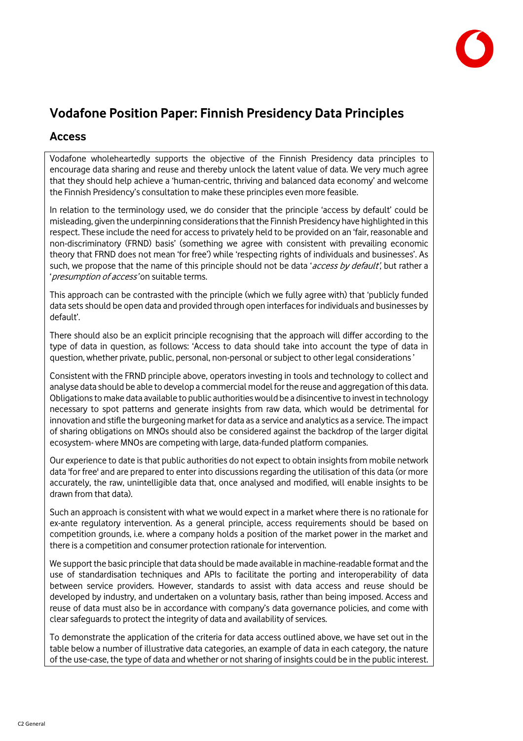# Vodafone Position Paper: Finnish Presidency Data Principles

## Access

Vodafone wholeheartedly supports the objective of the Finnish Presidency data principles to encourage data sharing and reuse and thereby unlock the latent value of data. We very much agree that they should help achieve a 'human-centric, thriving and balanced data economy' and welcome the Finnish Presidency's consultation to make these principles even more feasible.

In relation to the terminology used, we do consider that the principle 'access by default' could be misleading, given the underpinning considerations that the Finnish Presidency have highlighted in this respect. These include the need for access to privately held to be provided on an 'fair, reasonable and non-discriminatory (FRND) basis' (something we agree with consistent with prevailing economic theory that FRND does not mean 'for free') while 'respecting rights of individuals and businesses'. As such, we propose that the name of this principle should not be data '*access by default*', but rather a '*presumption of access*' on suitable terms.

This approach can be contrasted with the principle (which we fully agree with) that 'publicly funded data sets should be open data and provided through open interfaces for individuals and businesses by default'.

There should also be an explicit principle recognising that the approach will differ according to the type of data in question, as follows: 'Access to data should take into account the type of data in question, whether private, public, personal, non-personal or subject to other legal considerations'

Consistent with the FRND principle above, operators investing in tools and technology to collect and analyse data should be able to develop a commercial model for the reuse and aggregation of this data. Obligations to make data available to public authorities would be a disincentive to invest in technology necessary to spot patterns and generate insights from raw data, which would be detrimental for innovation and stifle the burgeoning market for data as a service and analytics as a service. The impact of sharing obligations on MNOs should also be considered against the backdrop of the larger digital ecosystem- where MNOs are competing with large, data-funded platform companies.

Our experience to date is that public authorities do not expect to obtain insights from mobile network data 'for free' and are prepared to enter into discussions regarding the utilisation of this data (or more accurately, the raw, unintelligible data that, once analysed and modified, will enable insights to be drawn from that data).

Such an approach is consistent with what we would expect in a market where there is no rationale for ex-ante regulatory intervention. As a general principle, access requirements should be based on competition grounds, i.e. where a company holds a position of the market power in the market and there is a competition and consumer protection rationale for intervention.

We support the basic principle that data should be made available in machine-readable format and the use of standardisation techniques and APIs to facilitate the porting and interoperability of data between service providers. However, standards to assist with data access and reuse should be developed by industry, and undertaken on a voluntary basis, rather than being imposed. Access and reuse of data must also be in accordance with company's data governance policies, and come with clear safeguards to protect the integrity of data and availability of services.

To demonstrate the application of the criteria for data access outlined above, we have set out in the table below a number of illustrative data categories, an example of data in each category, the nature of the use-case, the type of data and whether or not sharing of insights could be in the public interest.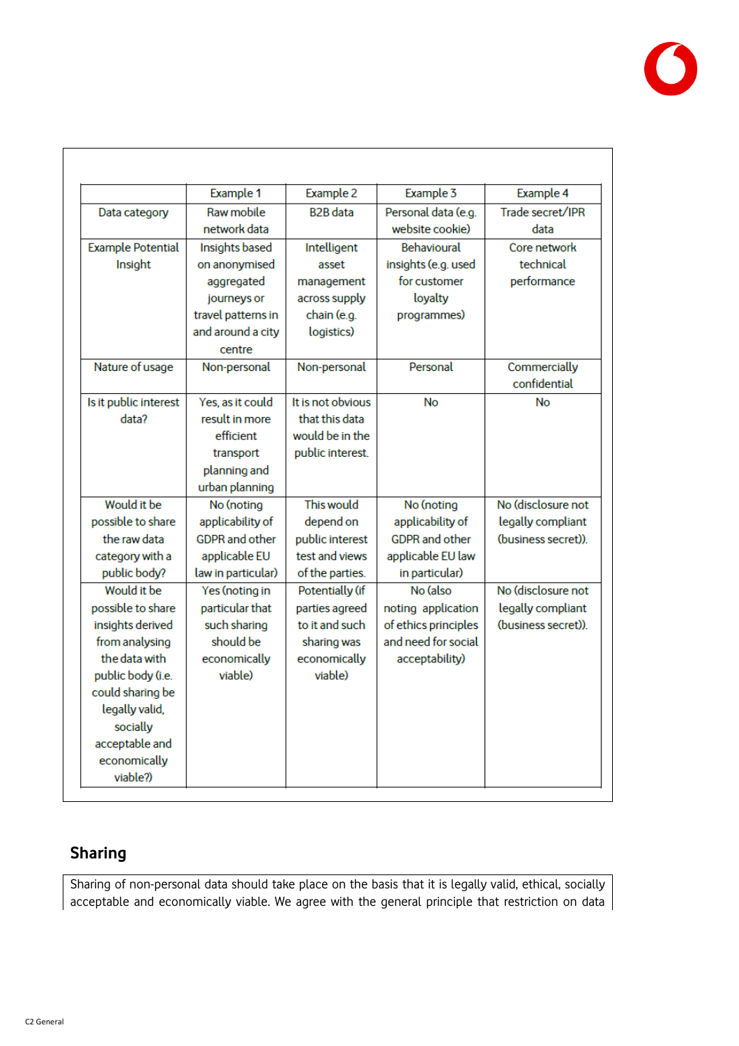| | Example 1 | Example 2 | Example 3 | Example 4 |
|---|---|---|---|---|
| Data category | Raw mobile network data | B2B data | Personal data (e.g. website cookie) | Trade secret/IPR data |
| Example Potential Insight | Insights based on anonymised aggregated journeys or travel patterns in and around a city centre | Intelligent asset management across supply chain (e.g. logistics) | Behavioural insights (e.g. used for customer loyalty programmes) | Core network technical performance |
| Nature of usage | Non-personal | Non-personal | Personal | Commercially confidential |
| Is it public interest data? | Yes, as it could result in more efficient transport planning and urban planning | It is not obvious that this data would be in the public interest. | No | No |
| Would it be possible to share the raw data category with a public body? | No (noting applicability of GDPR and other applicable EU law in particular) | This would depend on public interest test and views of the parties. | No (noting applicability of GDPR and other applicable EU law in particular) | No (disclosure not legally compliant (business secret)). |
| Would it be possible to share insights derived from analysing the data with public body (i.e. could sharing be legally valid, socially acceptable and economically viable?) | Yes (noting in particular that such sharing should be economically viable) | Potentially (if parties agreed to it and such sharing was economically viable) | No (also noting application of ethics principles and need for social acceptability) | No (disclosure not legally compliant (business secret)). |

## Sharing

Sharing of non-personal data should take place on the basis that it is legally valid, ethical, socially acceptable and economically viable. We agree with the general principle that restriction on data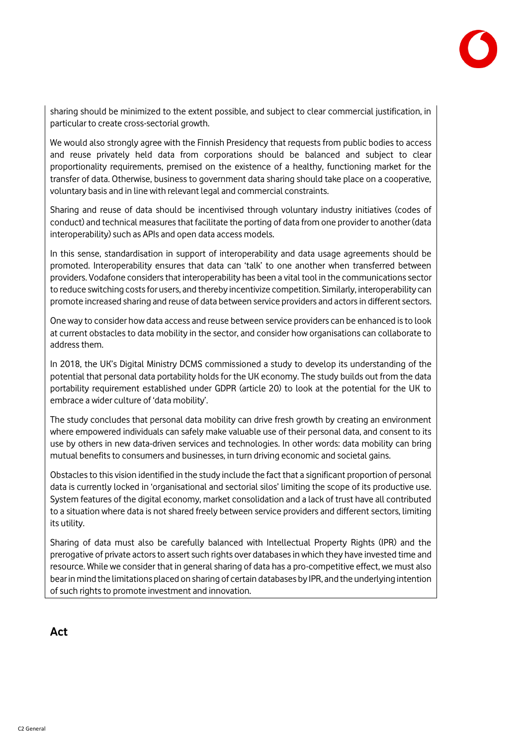sharing should be minimized to the extent possible, and subject to clear commercial justification, in particular to create cross-sectorial growth.

We would also strongly agree with the Finnish Presidency that requests from public bodies to access and reuse privately held data from corporations should be balanced and subject to clear proportionality requirements, premised on the existence of a healthy, functioning market for the transfer of data. Otherwise, business to government data sharing should take place on a cooperative, voluntary basis and in line with relevant legal and commercial constraints.

Sharing and reuse of data should be incentivised through voluntary industry initiatives (codes of conduct) and technical measures that facilitate the porting of data from one provider to another (data interoperability) such as APIs and open data access models.

In this sense, standardisation in support of interoperability and data usage agreements should be promoted. Interoperability ensures that data can 'talk' to one another when transferred between providers. Vodafone considers that interoperability has been a vital tool in the communications sector to reduce switching costs for users, and thereby incentivize competition. Similarly, interoperability can promote increased sharing and reuse of data between service providers and actors in different sectors.

One way to consider how data access and reuse between service providers can be enhanced is to look at current obstacles to data mobility in the sector, and consider how organisations can collaborate to address them.

In 2018, the UK's Digital Ministry DCMS commissioned a study to develop its understanding of the potential that personal data portability holds for the UK economy. The study builds out from the data portability requirement established under GDPR (article 20) to look at the potential for the UK to embrace a wider culture of 'data mobility'.

The study concludes that personal data mobility can drive fresh growth by creating an environment where empowered individuals can safely make valuable use of their personal data, and consent to its use by others in new data-driven services and technologies. In other words: data mobility can bring mutual benefits to consumers and businesses, in turn driving economic and societal gains.

Obstacles to this vision identified in the study include the fact that a significant proportion of personal data is currently locked in 'organisational and sectorial silos' limiting the scope of its productive use. System features of the digital economy, market consolidation and a lack of trust have all contributed to a situation where data is not shared freely between service providers and different sectors, limiting its utility.

Sharing of data must also be carefully balanced with Intellectual Property Rights (IPR) and the prerogative of private actors to assert such rights over databases in which they have invested time and resource. While we consider that in general sharing of data has a pro-competitive effect, we must also bear in mind the limitations placed on sharing of certain databases by IPR, and the underlying intention of such rights to promote investment and innovation.

## Act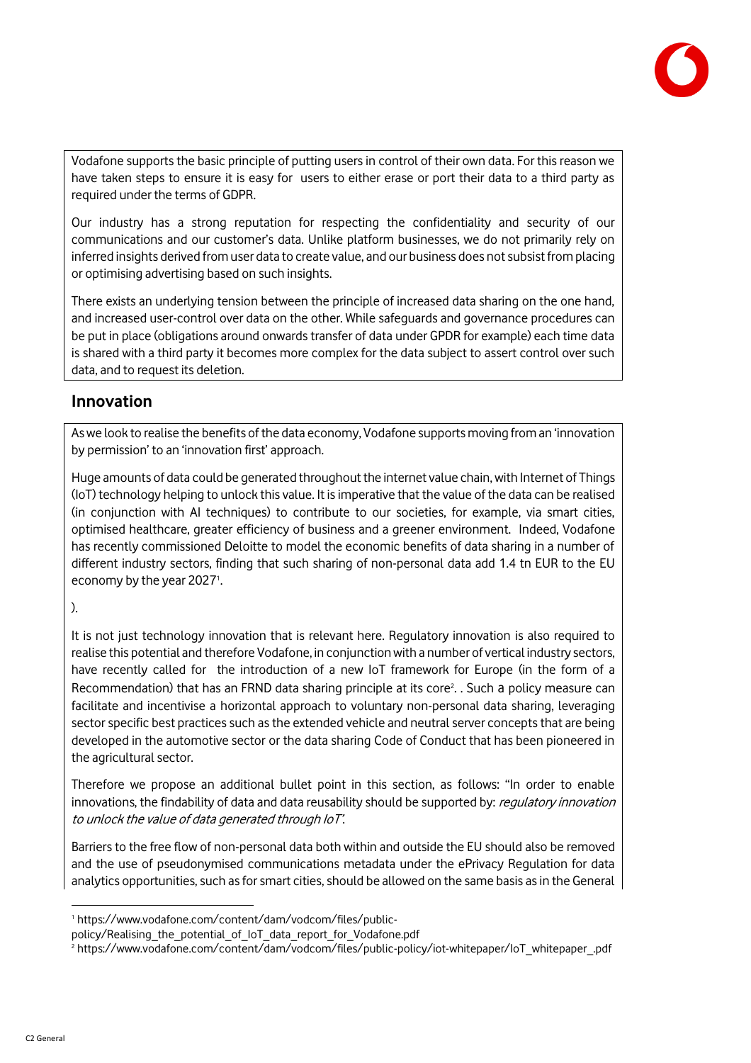Vodafone supports the basic principle of putting users in control of their own data. For this reason we have taken steps to ensure it is easy for users to either erase or port their data to a third party as required under the terms of GDPR.

Our industry has a strong reputation for respecting the confidentiality and security of our communications and our customer's data. Unlike platform businesses, we do not primarily rely on inferred insights derived from user data to create value, and our business does not subsist from placing or optimising advertising based on such insights.

There exists an underlying tension between the principle of increased data sharing on the one hand, and increased user-control over data on the other. While safeguards and governance procedures can be put in place (obligations around onwards transfer of data under GPDR for example) each time data is shared with a third party it becomes more complex for the data subject to assert control over such data, and to request its deletion.

## Innovation

As we look to realise the benefits of the data economy, Vodafone supports moving from an 'innovation by permission' to an 'innovation first' approach.

Huge amounts of data could be generated throughout the internet value chain, with Internet of Things (IoT) technology helping to unlock this value. It is imperative that the value of the data can be realised (in conjunction with AI techniques) to contribute to our societies, for example, via smart cities, optimised healthcare, greater efficiency of business and a greener environment. Indeed, Vodafone has recently commissioned Deloitte to model the economic benefits of data sharing in a number of different industry sectors, finding that such sharing of non-personal data add 1.4 tn EUR to the EU economy by the year 2027[1].

).

It is not just technology innovation that is relevant here. Regulatory innovation is also required to realise this potential and therefore Vodafone, in conjunction with a number of vertical industry sectors, have recently called for the introduction of a new IoT framework for Europe (in the form of a Recommendation) that has an FRND data sharing principle at its core[2]. . Such a policy measure can facilitate and incentivise a horizontal approach to voluntary non-personal data sharing, leveraging sector specific best practices such as the extended vehicle and neutral server concepts that are being developed in the automotive sector or the data sharing Code of Conduct that has been pioneered in the agricultural sector.

Therefore we propose an additional bullet point in this section, as follows: "In order to enable innovations, the findability of data and data reusability should be supported by: *regulatory innovation to unlock the value of data generated through IoT'*.

Barriers to the free flow of non-personal data both within and outside the EU should also be removed and the use of pseudonymised communications metadata under the ePrivacy Regulation for data analytics opportunities, such as for smart cities, should be allowed on the same basis as in the General

---

[1] https://www.vodafone.com/content/dam/vodcom/files/public-policy/Realising_the_potential_of_IoT_data_report_for_Vodafone.pdf

[2] https://www.vodafone.com/content/dam/vodcom/files/public-policy/iot-whitepaper/IoT_whitepaper_.pdf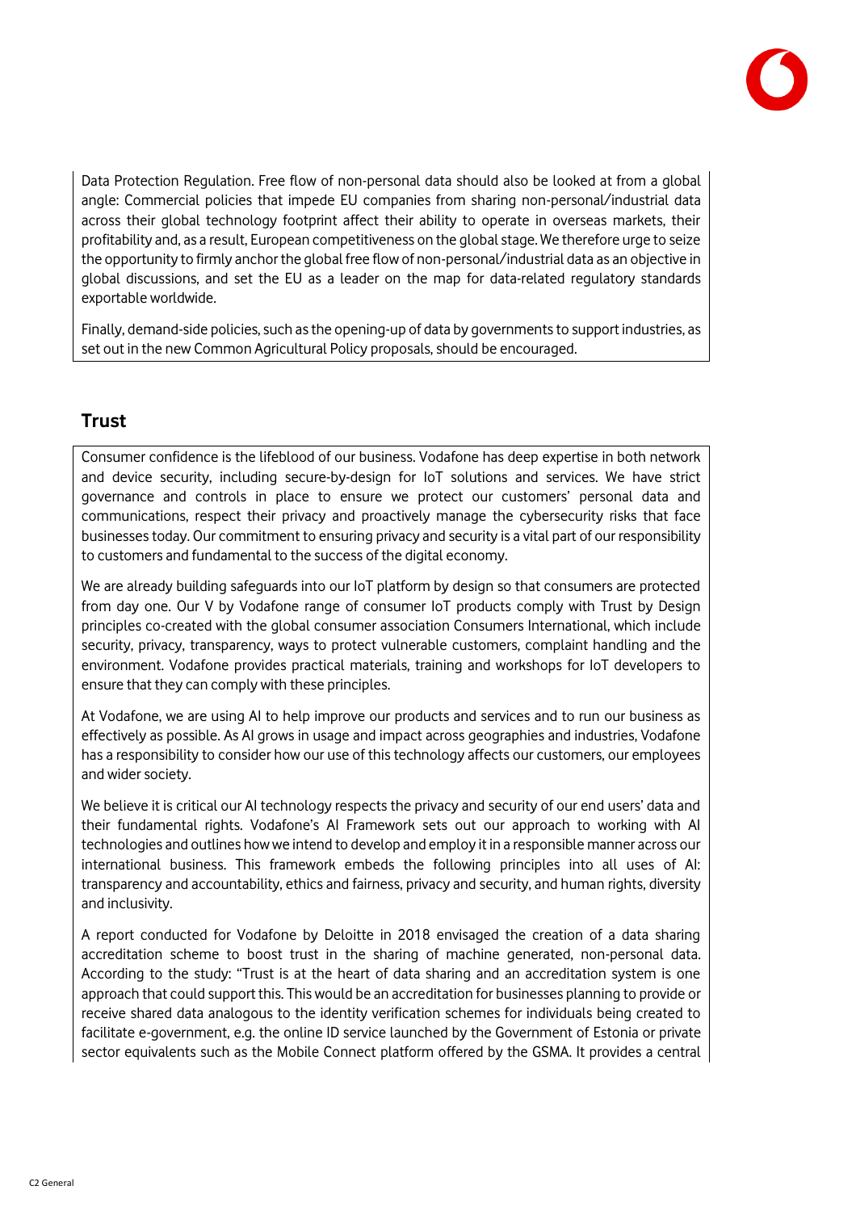Data Protection Regulation. Free flow of non-personal data should also be looked at from a global angle: Commercial policies that impede EU companies from sharing non-personal/industrial data across their global technology footprint affect their ability to operate in overseas markets, their profitability and, as a result, European competitiveness on the global stage. We therefore urge to seize the opportunity to firmly anchor the global free flow of non-personal/industrial data as an objective in global discussions, and set the EU as a leader on the map for data-related regulatory standards exportable worldwide.

Finally, demand-side policies, such as the opening-up of data by governments to support industries, as set out in the new Common Agricultural Policy proposals, should be encouraged.

## Trust

Consumer confidence is the lifeblood of our business. Vodafone has deep expertise in both network and device security, including secure-by-design for IoT solutions and services. We have strict governance and controls in place to ensure we protect our customers' personal data and communications, respect their privacy and proactively manage the cybersecurity risks that face businesses today. Our commitment to ensuring privacy and security is a vital part of our responsibility to customers and fundamental to the success of the digital economy.

We are already building safeguards into our IoT platform by design so that consumers are protected from day one. Our V by Vodafone range of consumer IoT products comply with Trust by Design principles co-created with the global consumer association Consumers International, which include security, privacy, transparency, ways to protect vulnerable customers, complaint handling and the environment. Vodafone provides practical materials, training and workshops for IoT developers to ensure that they can comply with these principles.

At Vodafone, we are using AI to help improve our products and services and to run our business as effectively as possible. As AI grows in usage and impact across geographies and industries, Vodafone has a responsibility to consider how our use of this technology affects our customers, our employees and wider society.

We believe it is critical our AI technology respects the privacy and security of our end users' data and their fundamental rights. Vodafone's AI Framework sets out our approach to working with AI technologies and outlines how we intend to develop and employ it in a responsible manner across our international business. This framework embeds the following principles into all uses of AI: transparency and accountability, ethics and fairness, privacy and security, and human rights, diversity and inclusivity.

A report conducted for Vodafone by Deloitte in 2018 envisaged the creation of a data sharing accreditation scheme to boost trust in the sharing of machine generated, non-personal data. According to the study: "Trust is at the heart of data sharing and an accreditation system is one approach that could support this. This would be an accreditation for businesses planning to provide or receive shared data analogous to the identity verification schemes for individuals being created to facilitate e-government, e.g. the online ID service launched by the Government of Estonia or private sector equivalents such as the Mobile Connect platform offered by the GSMA. It provides a central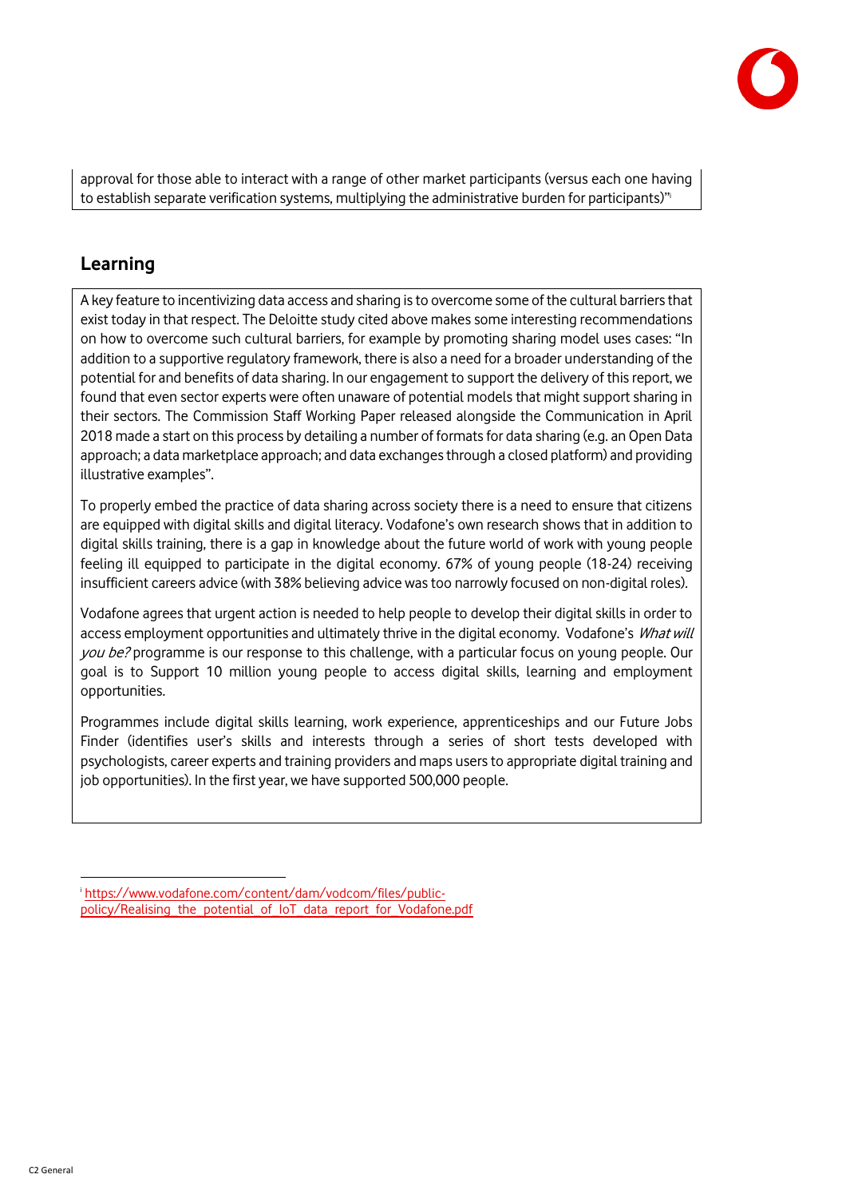approval for those able to interact with a range of other market participants (versus each one having to establish separate verification systems, multiplying the administrative burden for participants)"[i]

## Learning

A key feature to incentivizing data access and sharing is to overcome some of the cultural barriers that exist today in that respect. The Deloitte study cited above makes some interesting recommendations on how to overcome such cultural barriers, for example by promoting sharing model uses cases: "In addition to a supportive regulatory framework, there is also a need for a broader understanding of the potential for and benefits of data sharing. In our engagement to support the delivery of this report, we found that even sector experts were often unaware of potential models that might support sharing in their sectors. The Commission Staff Working Paper released alongside the Communication in April 2018 made a start on this process by detailing a number of formats for data sharing (e.g. an Open Data approach; a data marketplace approach; and data exchanges through a closed platform) and providing illustrative examples".

To properly embed the practice of data sharing across society there is a need to ensure that citizens are equipped with digital skills and digital literacy. Vodafone's own research shows that in addition to digital skills training, there is a gap in knowledge about the future world of work with young people feeling ill equipped to participate in the digital economy. 67% of young people (18-24) receiving insufficient careers advice (with 38% believing advice was too narrowly focused on non-digital roles).

Vodafone agrees that urgent action is needed to help people to develop their digital skills in order to access employment opportunities and ultimately thrive in the digital economy. Vodafone's *What will you be?* programme is our response to this challenge, with a particular focus on young people. Our goal is to Support 10 million young people to access digital skills, learning and employment opportunities.

Programmes include digital skills learning, work experience, apprenticeships and our Future Jobs Finder (identifies user's skills and interests through a series of short tests developed with psychologists, career experts and training providers and maps users to appropriate digital training and job opportunities). In the first year, we have supported 500,000 people.

---

[i] https://www.vodafone.com/content/dam/vodcom/files/public-policy/Realising_the_potential_of_IoT_data_report_for_Vodafone.pdf